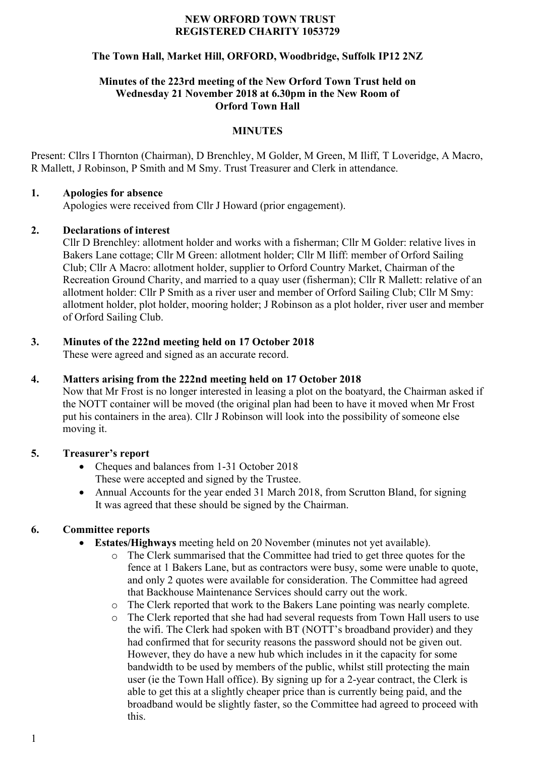**NEW ORFORD TOWN TRUST**
**REGISTERED CHARITY 1053729**

**The Town Hall, Market Hill, ORFORD, Woodbridge, Suffolk IP12 2NZ**

**Minutes of the 223rd meeting of the New Orford Town Trust held on Wednesday 21 November 2018 at 6.30pm in the New Room of Orford Town Hall**

**MINUTES**

Present: Cllrs I Thornton (Chairman), D Brenchley, M Golder, M Green, M Iliff, T Loveridge, A Macro, R Mallett, J Robinson, P Smith and M Smy. Trust Treasurer and Clerk in attendance.

**1. Apologies for absence**

Apologies were received from Cllr J Howard (prior engagement).

**2. Declarations of interest**

Cllr D Brenchley: allotment holder and works with a fisherman; Cllr M Golder: relative lives in Bakers Lane cottage; Cllr M Green: allotment holder; Cllr M Iliff: member of Orford Sailing Club; Cllr A Macro: allotment holder, supplier to Orford Country Market, Chairman of the Recreation Ground Charity, and married to a quay user (fisherman); Cllr R Mallett: relative of an allotment holder: Cllr P Smith as a river user and member of Orford Sailing Club; Cllr M Smy: allotment holder, plot holder, mooring holder; J Robinson as a plot holder, river user and member of Orford Sailing Club.

**3. Minutes of the 222nd meeting held on 17 October 2018**

These were agreed and signed as an accurate record.

**4. Matters arising from the 222nd meeting held on 17 October 2018**

Now that Mr Frost is no longer interested in leasing a plot on the boatyard, the Chairman asked if the NOTT container will be moved (the original plan had been to have it moved when Mr Frost put his containers in the area). Cllr J Robinson will look into the possibility of someone else moving it.

**5. Treasurer's report**

- Cheques and balances from 1-31 October 2018
  These were accepted and signed by the Trustee.
- Annual Accounts for the year ended 31 March 2018, from Scrutton Bland, for signing
  It was agreed that these should be signed by the Chairman.

**6. Committee reports**

- **Estates/Highways** meeting held on 20 November (minutes not yet available).
  - The Clerk summarised that the Committee had tried to get three quotes for the fence at 1 Bakers Lane, but as contractors were busy, some were unable to quote, and only 2 quotes were available for consideration. The Committee had agreed that Backhouse Maintenance Services should carry out the work.
  - The Clerk reported that work to the Bakers Lane pointing was nearly complete.
  - The Clerk reported that she had had several requests from Town Hall users to use the wifi. The Clerk had spoken with BT (NOTT's broadband provider) and they had confirmed that for security reasons the password should not be given out. However, they do have a new hub which includes in it the capacity for some bandwidth to be used by members of the public, whilst still protecting the main user (ie the Town Hall office). By signing up for a 2-year contract, the Clerk is able to get this at a slightly cheaper price than is currently being paid, and the broadband would be slightly faster, so the Committee had agreed to proceed with this.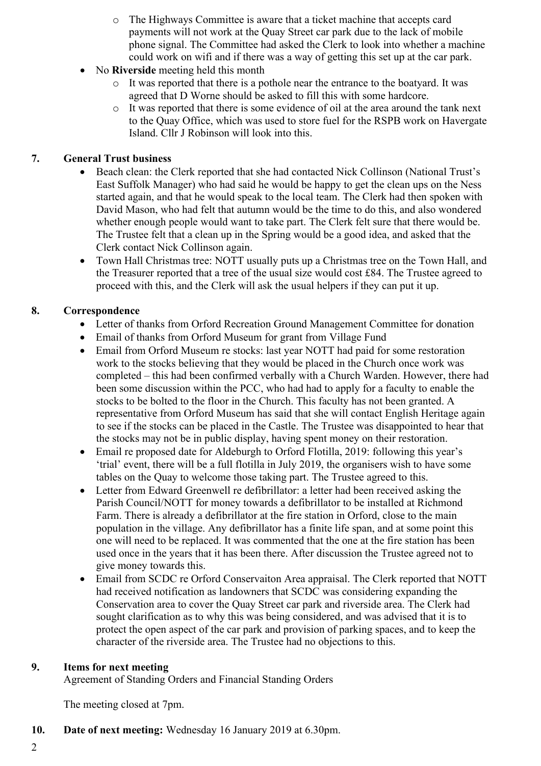- The Highways Committee is aware that a ticket machine that accepts card payments will not work at the Quay Street car park due to the lack of mobile phone signal. The Committee had asked the Clerk to look into whether a machine could work on wifi and if there was a way of getting this set up at the car park.
- No **Riverside** meeting held this month
  - It was reported that there is a pothole near the entrance to the boatyard. It was agreed that D Worne should be asked to fill this with some hardcore.
  - It was reported that there is some evidence of oil at the area around the tank next to the Quay Office, which was used to store fuel for the RSPB work on Havergate Island. Cllr J Robinson will look into this.

**7. General Trust business**

- Beach clean: the Clerk reported that she had contacted Nick Collinson (National Trust's East Suffolk Manager) who had said he would be happy to get the clean ups on the Ness started again, and that he would speak to the local team. The Clerk had then spoken with David Mason, who had felt that autumn would be the time to do this, and also wondered whether enough people would want to take part. The Clerk felt sure that there would be. The Trustee felt that a clean up in the Spring would be a good idea, and asked that the Clerk contact Nick Collinson again.
- Town Hall Christmas tree: NOTT usually puts up a Christmas tree on the Town Hall, and the Treasurer reported that a tree of the usual size would cost £84. The Trustee agreed to proceed with this, and the Clerk will ask the usual helpers if they can put it up.

**8. Correspondence**

- Letter of thanks from Orford Recreation Ground Management Committee for donation
- Email of thanks from Orford Museum for grant from Village Fund
- Email from Orford Museum re stocks: last year NOTT had paid for some restoration work to the stocks believing that they would be placed in the Church once work was completed – this had been confirmed verbally with a Church Warden. However, there had been some discussion within the PCC, who had had to apply for a faculty to enable the stocks to be bolted to the floor in the Church. This faculty has not been granted. A representative from Orford Museum has said that she will contact English Heritage again to see if the stocks can be placed in the Castle. The Trustee was disappointed to hear that the stocks may not be in public display, having spent money on their restoration.
- Email re proposed date for Aldeburgh to Orford Flotilla, 2019: following this year's 'trial' event, there will be a full flotilla in July 2019, the organisers wish to have some tables on the Quay to welcome those taking part. The Trustee agreed to this.
- Letter from Edward Greenwell re defibrillator: a letter had been received asking the Parish Council/NOTT for money towards a defibrillator to be installed at Richmond Farm. There is already a defibrillator at the fire station in Orford, close to the main population in the village. Any defibrillator has a finite life span, and at some point this one will need to be replaced. It was commented that the one at the fire station has been used once in the years that it has been there. After discussion the Trustee agreed not to give money towards this.
- Email from SCDC re Orford Conservaiton Area appraisal. The Clerk reported that NOTT had received notification as landowners that SCDC was considering expanding the Conservation area to cover the Quay Street car park and riverside area. The Clerk had sought clarification as to why this was being considered, and was advised that it is to protect the open aspect of the car park and provision of parking spaces, and to keep the character of the riverside area. The Trustee had no objections to this.

**9. Items for next meeting**

Agreement of Standing Orders and Financial Standing Orders

The meeting closed at 7pm.

**10. Date of next meeting:** Wednesday 16 January 2019 at 6.30pm.